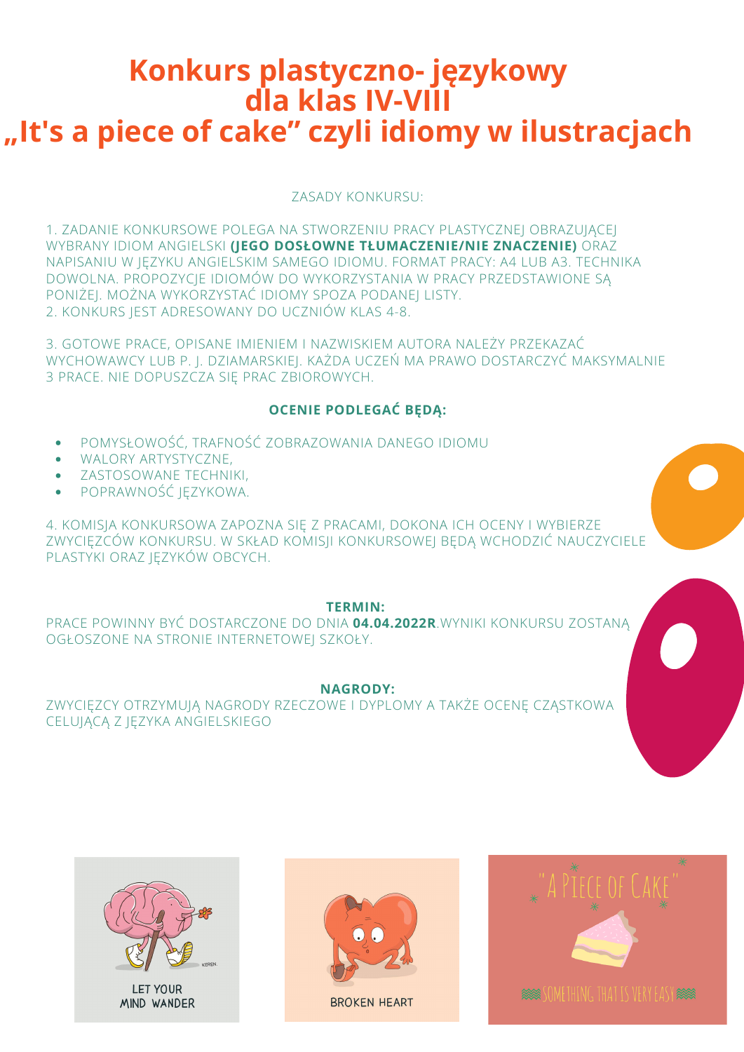# Konkurs plastyczno- językowy dla klas IV-VIII „It's a piece of cake" czyli idiomy w ilustracjach

ZASADY KONKURSU:

1. ZADANIE KONKURSOWE POLEGA NA STWORZENIU PRACY PLASTYCZNEJ OBRAZUJĄCEJ WYBRANY IDIOM ANGIELSKI **(JEGO DOSŁOWNE TŁUMACZENIE/NIE ZNACZENIE)** ORAZ NAPISANIU W JĘZYKU ANGIELSKIM SAMEGO IDIOMU. FORMAT PRACY: A4 LUB A3. TECHNIKA DOWOLNA. PROPOZYCJE IDIOMÓW DO WYKORZYSTANIA W PRACY PRZEDSTAWIONE SĄ PONIŻEJ. MOŻNA WYKORZYSTAĆ IDIOMY SPOZA PODANEJ LISTY.
2. KONKURS JEST ADRESOWANY DO UCZNIÓW KLAS 4-8.

3. GOTOWE PRACE, OPISANE IMIENIEM I NAZWISKIEM AUTORA NALEŻY PRZEKAZAĆ WYCHOWAWCY LUB P. J. DZIAMARSKIEJ. KAŻDA UCZEŃ MA PRAWO DOSTARCZYĆ MAKSYMALNIE 3 PRACE. NIE DOPUSZCZA SIĘ PRAC ZBIOROWYCH.

**OCENIE PODLEGAĆ BĘDĄ:**

- POMYSŁOWOŚĆ, TRAFNOŚĆ ZOBRAZOWANIA DANEGO IDIOMU
- WALORY ARTYSTYCZNE,
- ZASTOSOWANE TECHNIKI,
- POPRAWNOŚĆ JĘZYKOWA.

4. KOMISJA KONKURSOWA ZAPOZNA SIĘ Z PRACAMI, DOKONA ICH OCENY I WYBIERZE ZWYCIĘZCÓW KONKURSU. W SKŁAD KOMISJI KONKURSOWEJ BĘDĄ WCHODZIĆ NAUCZYCIELE PLASTYKI ORAZ JĘZYKÓW OBCYCH.

**TERMIN:**

PRACE POWINNY BYĆ DOSTARCZONE DO DNIA **04.04.2022R**.WYNIKI KONKURSU ZOSTANĄ OGŁOSZONE NA STRONIE INTERNETOWEJ SZKOŁY.

**NAGRODY:**

ZWYCIĘZCY OTRZYMUJĄ NAGRODY RZECZOWE I DYPLOMY A TAKŻE OCENĘ CZĄSTKOWA CELUJĄCĄ Z JĘZYKA ANGIELSKIEGO

LET YOUR MIND WANDER

BROKEN HEART

"A PIECE OF CAKE" SOMETHING THAT IS VERY EASY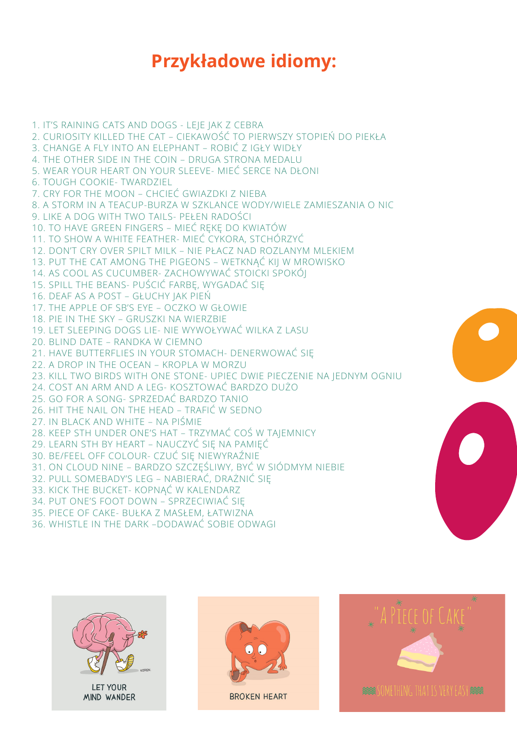# Przykładowe idiomy:

1. IT'S RAINING CATS AND DOGS - LEJE JAK Z CEBRA
2. CURIOSITY KILLED THE CAT – CIEKAWOŚĆ TO PIERWSZY STOPIEŃ DO PIEKŁA
3. CHANGE A FLY INTO AN ELEPHANT – ROBIĆ Z IGŁY WIDŁY
4. THE OTHER SIDE IN THE COIN – DRUGA STRONA MEDALU
5. WEAR YOUR HEART ON YOUR SLEEVE- MIEĆ SERCE NA DŁONI
6. TOUGH COOKIE- TWARDZIEL
7. CRY FOR THE MOON – CHCIEĆ GWIAZDKI Z NIEBA
8. A STORM IN A TEACUP-BURZA W SZKLANCE WODY/WIELE ZAMIESZANIA O NIC
9. LIKE A DOG WITH TWO TAILS- PEŁEN RADOŚCI
10. TO HAVE GREEN FINGERS – MIEĆ RĘKĘ DO KWIATÓW
11. TO SHOW A WHITE FEATHER- MIEĆ CYKORA, STCHÓRZYĆ
12. DON'T CRY OVER SPILT MILK – NIE PŁACZ NAD ROZLANYM MLEKIEM
13. PUT THE CAT AMONG THE PIGEONS – WETKNĄĆ KIJ W MROWISKO
14. AS COOL AS CUCUMBER- ZACHOWYWAĆ STOICKI SPOKÓJ
15. SPILL THE BEANS- PUŚCIĆ FARBĘ, WYGADAĆ SIĘ
16. DEAF AS A POST – GŁUCHY JAK PIEŃ
17. THE APPLE OF SB'S EYE – OCZKO W GŁOWIE
18. PIE IN THE SKY – GRUSZKI NA WIERZBIE
19. LET SLEEPING DOGS LIE- NIE WYWOŁYWAĆ WILKA Z LASU
20. BLIND DATE – RANDKA W CIEMNO
21. HAVE BUTTERFLIES IN YOUR STOMACH- DENERWOWAĆ SIĘ
22. A DROP IN THE OCEAN – KROPLA W MORZU
23. KILL TWO BIRDS WITH ONE STONE- UPIEC DWIE PIECZENIE NA JEDNYM OGNIU
24. COST AN ARM AND A LEG- KOSZTOWAĆ BARDZO DUŻO
25. GO FOR A SONG- SPRZEDAĆ BARDZO TANIO
26. HIT THE NAIL ON THE HEAD – TRAFIĆ W SEDNO
27. IN BLACK AND WHITE – NA PIŚMIE
28. KEEP STH UNDER ONE'S HAT – TRZYMAĆ COŚ W TAJEMNICY
29. LEARN STH BY HEART – NAUCZYĆ SIĘ NA PAMIĘĆ
30. BE/FEEL OFF COLOUR- CZUĆ SIĘ NIEWYRAŹNIE
31. ON CLOUD NINE – BARDZO SZCZĘŚLIWY, BYĆ W SIÓDMYM NIEBIE
32. PULL SOMEBADY'S LEG – NABIERAĆ, DRAŻNIĆ SIĘ
33. KICK THE BUCKET- KOPNĄĆ W KALENDARZ
34. PUT ONE'S FOOT DOWN – SPRZECIWIAĆ SIĘ
35. PIECE OF CAKE- BUŁKA Z MASŁEM, ŁATWIZNA
36. WHISTLE IN THE DARK –DODAWAĆ SOBIE ODWAGI

LET YOUR MIND WANDER

BROKEN HEART

"A PIECE OF CAKE"

SOMETHING THAT IS VERY EASY